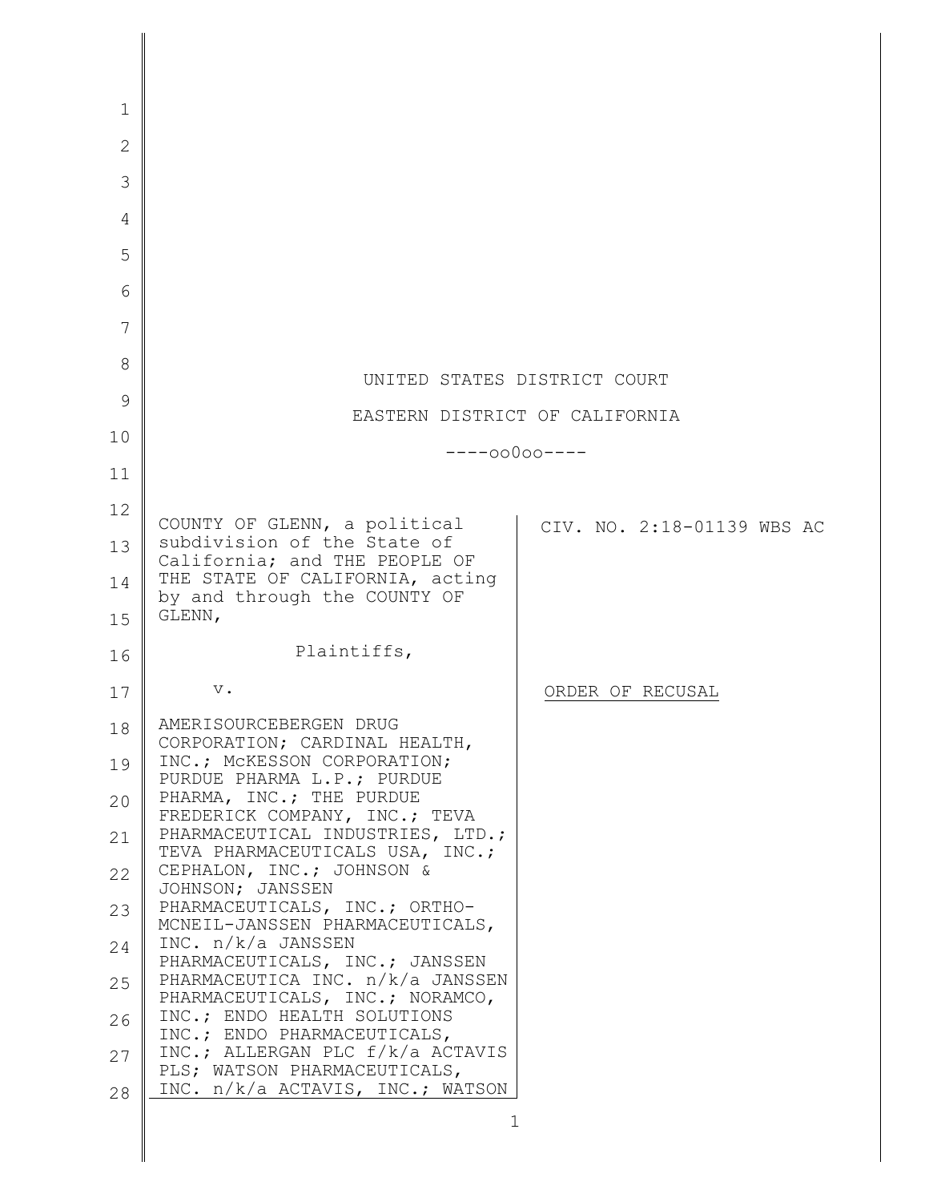UNITED STATES DISTRICT COURT

EASTERN DISTRICT OF CALIFORNIA

----oo0oo----

| | |
|---|---|
| COUNTY OF GLENN, a political subdivision of the State of California; and THE PEOPLE OF THE STATE OF CALIFORNIA, acting by and through the COUNTY OF GLENN,<br><br>Plaintiffs,<br><br>v.<br><br>AMERISOURCEBERGEN DRUG CORPORATION; CARDINAL HEALTH, INC.; McKESSON CORPORATION; PURDUE PHARMA L.P.; PURDUE PHARMA, INC.; THE PURDUE FREDERICK COMPANY, INC.; TEVA PHARMACEUTICAL INDUSTRIES, LTD.; TEVA PHARMACEUTICALS USA, INC.; CEPHALON, INC.; JOHNSON & JOHNSON; JANSSEN PHARMACEUTICALS, INC.; ORTHO-MCNEIL-JANSSEN PHARMACEUTICALS, INC. n/k/a JANSSEN PHARMACEUTICALS, INC.; JANSSEN PHARMACEUTICA INC. n/k/a JANSSEN PHARMACEUTICALS, INC.; NORAMCO, INC.; ENDO HEALTH SOLUTIONS INC.; ENDO PHARMACEUTICALS, INC.; ALLERGAN PLC f/k/a ACTAVIS PLS; WATSON PHARMACEUTICALS, INC. n/k/a ACTAVIS, INC.; WATSON | CIV. NO. 2:18-01139 WBS AC<br><br><br><br><br><br><u>ORDER OF RECUSAL</u> |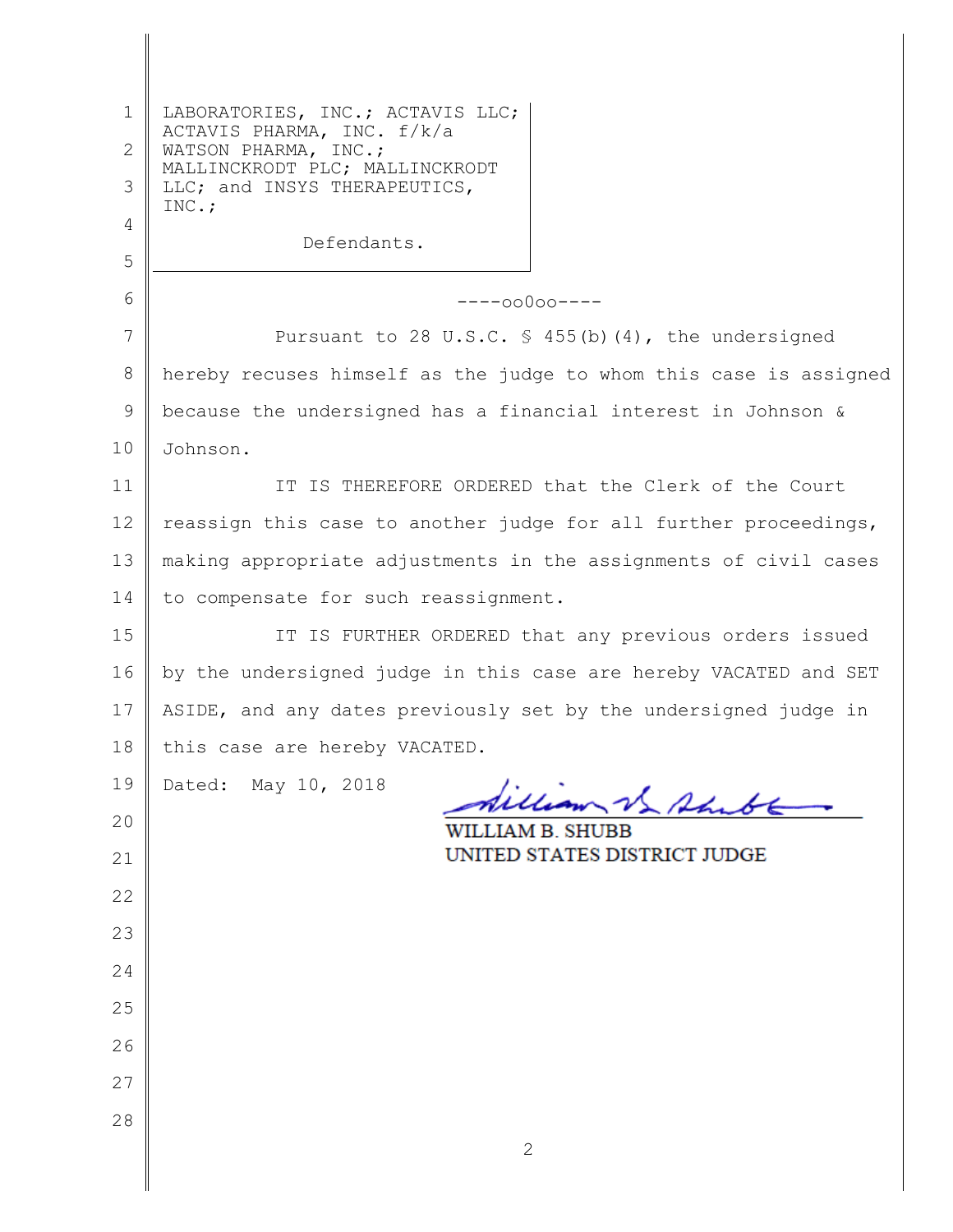LABORATORIES, INC.; ACTAVIS LLC; ACTAVIS PHARMA, INC. f/k/a WATSON PHARMA, INC.; MALLINCKRODT PLC; MALLINCKRODT LLC; and INSYS THERAPEUTICS, INC.;

Defendants.

----oo0oo----

Pursuant to 28 U.S.C. § 455(b)(4), the undersigned hereby recuses himself as the judge to whom this case is assigned because the undersigned has a financial interest in Johnson & Johnson.

IT IS THEREFORE ORDERED that the Clerk of the Court reassign this case to another judge for all further proceedings, making appropriate adjustments in the assignments of civil cases to compensate for such reassignment.

IT IS FURTHER ORDERED that any previous orders issued by the undersigned judge in this case are hereby VACATED and SET ASIDE, and any dates previously set by the undersigned judge in this case are hereby VACATED.

Dated: May 10, 2018

WILLIAM B. SHUBB
UNITED STATES DISTRICT JUDGE